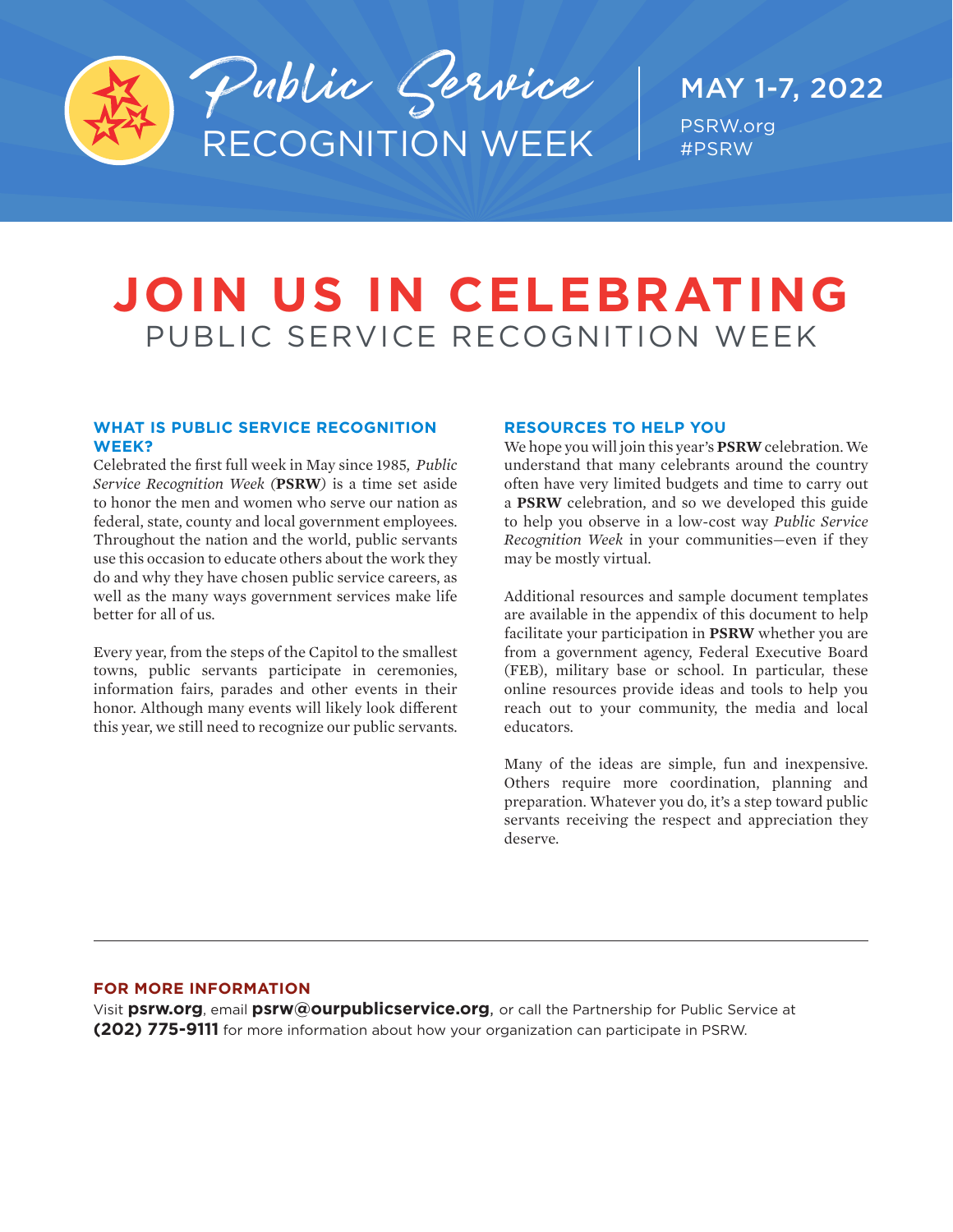# Public Service RECOGNITION WEEK

**MAY 1-7, 2022**

PSRW.org
#PSRW

# JOIN US IN CELEBRATING
## PUBLIC SERVICE RECOGNITION WEEK

### WHAT IS PUBLIC SERVICE RECOGNITION WEEK?

Celebrated the first full week in May since 1985, *Public Service Recognition Week* (**PSRW**) is a time set aside to honor the men and women who serve our nation as federal, state, county and local government employees. Throughout the nation and the world, public servants use this occasion to educate others about the work they do and why they have chosen public service careers, as well as the many ways government services make life better for all of us.

Every year, from the steps of the Capitol to the smallest towns, public servants participate in ceremonies, information fairs, parades and other events in their honor. Although many events will likely look different this year, we still need to recognize our public servants.

### RESOURCES TO HELP YOU

We hope you will join this year's **PSRW** celebration. We understand that many celebrants around the country often have very limited budgets and time to carry out a **PSRW** celebration, and so we developed this guide to help you observe in a low-cost way *Public Service Recognition Week* in your communities—even if they may be mostly virtual.

Additional resources and sample document templates are available in the appendix of this document to help facilitate your participation in **PSRW** whether you are from a government agency, Federal Executive Board (FEB), military base or school. In particular, these online resources provide ideas and tools to help you reach out to your community, the media and local educators.

Many of the ideas are simple, fun and inexpensive. Others require more coordination, planning and preparation. Whatever you do, it's a step toward public servants receiving the respect and appreciation they deserve.

---

### FOR MORE INFORMATION

Visit **psrw.org**, email **psrw@ourpublicservice.org**, or call the Partnership for Public Service at **(202) 775-9111** for more information about how your organization can participate in PSRW.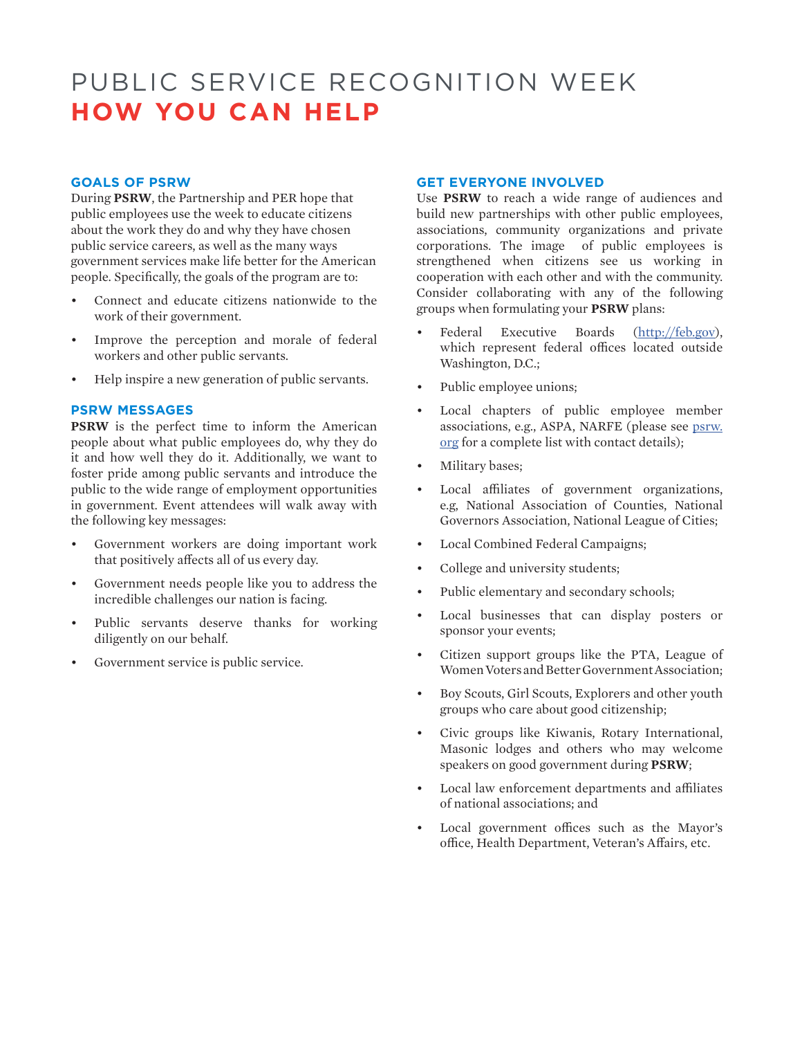# PUBLIC SERVICE RECOGNITION WEEK
# HOW YOU CAN HELP

### GOALS OF PSRW

During **PSRW**, the Partnership and PER hope that public employees use the week to educate citizens about the work they do and why they have chosen public service careers, as well as the many ways government services make life better for the American people. Specifically, the goals of the program are to:

- Connect and educate citizens nationwide to the work of their government.
- Improve the perception and morale of federal workers and other public servants.
- Help inspire a new generation of public servants.

### PSRW MESSAGES

**PSRW** is the perfect time to inform the American people about what public employees do, why they do it and how well they do it. Additionally, we want to foster pride among public servants and introduce the public to the wide range of employment opportunities in government. Event attendees will walk away with the following key messages:

- Government workers are doing important work that positively affects all of us every day.
- Government needs people like you to address the incredible challenges our nation is facing.
- Public servants deserve thanks for working diligently on our behalf.
- Government service is public service.

### GET EVERYONE INVOLVED

Use **PSRW** to reach a wide range of audiences and build new partnerships with other public employees, associations, community organizations and private corporations. The image of public employees is strengthened when citizens see us working in cooperation with each other and with the community. Consider collaborating with any of the following groups when formulating your **PSRW** plans:

- Federal Executive Boards (http://feb.gov), which represent federal offices located outside Washington, D.C.;
- Public employee unions;
- Local chapters of public employee member associations, e.g., ASPA, NARFE (please see psrw.org for a complete list with contact details);
- Military bases;
- Local affiliates of government organizations, e.g, National Association of Counties, National Governors Association, National League of Cities;
- Local Combined Federal Campaigns;
- College and university students;
- Public elementary and secondary schools;
- Local businesses that can display posters or sponsor your events;
- Citizen support groups like the PTA, League of Women Voters and Better Government Association;
- Boy Scouts, Girl Scouts, Explorers and other youth groups who care about good citizenship;
- Civic groups like Kiwanis, Rotary International, Masonic lodges and others who may welcome speakers on good government during **PSRW**;
- Local law enforcement departments and affiliates of national associations; and
- Local government offices such as the Mayor's office, Health Department, Veteran's Affairs, etc.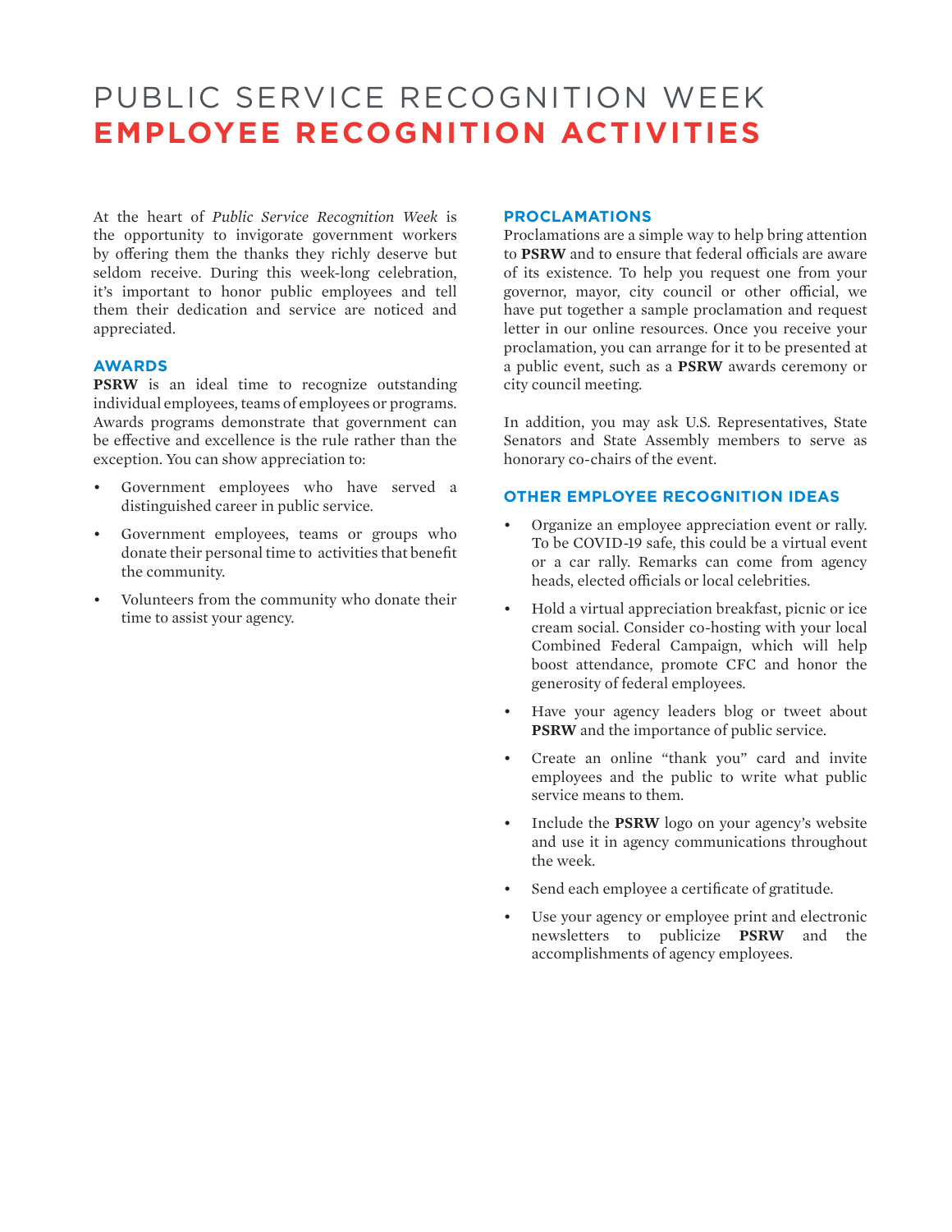# PUBLIC SERVICE RECOGNITION WEEK
# EMPLOYEE RECOGNITION ACTIVITIES

At the heart of *Public Service Recognition Week* is the opportunity to invigorate government workers by offering them the thanks they richly deserve but seldom receive. During this week-long celebration, it's important to honor public employees and tell them their dedication and service are noticed and appreciated.

## AWARDS

**PSRW** is an ideal time to recognize outstanding individual employees, teams of employees or programs. Awards programs demonstrate that government can be effective and excellence is the rule rather than the exception. You can show appreciation to:

- Government employees who have served a distinguished career in public service.
- Government employees, teams or groups who donate their personal time to activities that benefit the community.
- Volunteers from the community who donate their time to assist your agency.

## PROCLAMATIONS

Proclamations are a simple way to help bring attention to **PSRW** and to ensure that federal officials are aware of its existence. To help you request one from your governor, mayor, city council or other official, we have put together a sample proclamation and request letter in our online resources. Once you receive your proclamation, you can arrange for it to be presented at a public event, such as a **PSRW** awards ceremony or city council meeting.

In addition, you may ask U.S. Representatives, State Senators and State Assembly members to serve as honorary co-chairs of the event.

## OTHER EMPLOYEE RECOGNITION IDEAS

- Organize an employee appreciation event or rally. To be COVID-19 safe, this could be a virtual event or a car rally. Remarks can come from agency heads, elected officials or local celebrities.
- Hold a virtual appreciation breakfast, picnic or ice cream social. Consider co-hosting with your local Combined Federal Campaign, which will help boost attendance, promote CFC and honor the generosity of federal employees.
- Have your agency leaders blog or tweet about **PSRW** and the importance of public service.
- Create an online "thank you" card and invite employees and the public to write what public service means to them.
- Include the **PSRW** logo on your agency's website and use it in agency communications throughout the week.
- Send each employee a certificate of gratitude.
- Use your agency or employee print and electronic newsletters to publicize **PSRW** and the accomplishments of agency employees.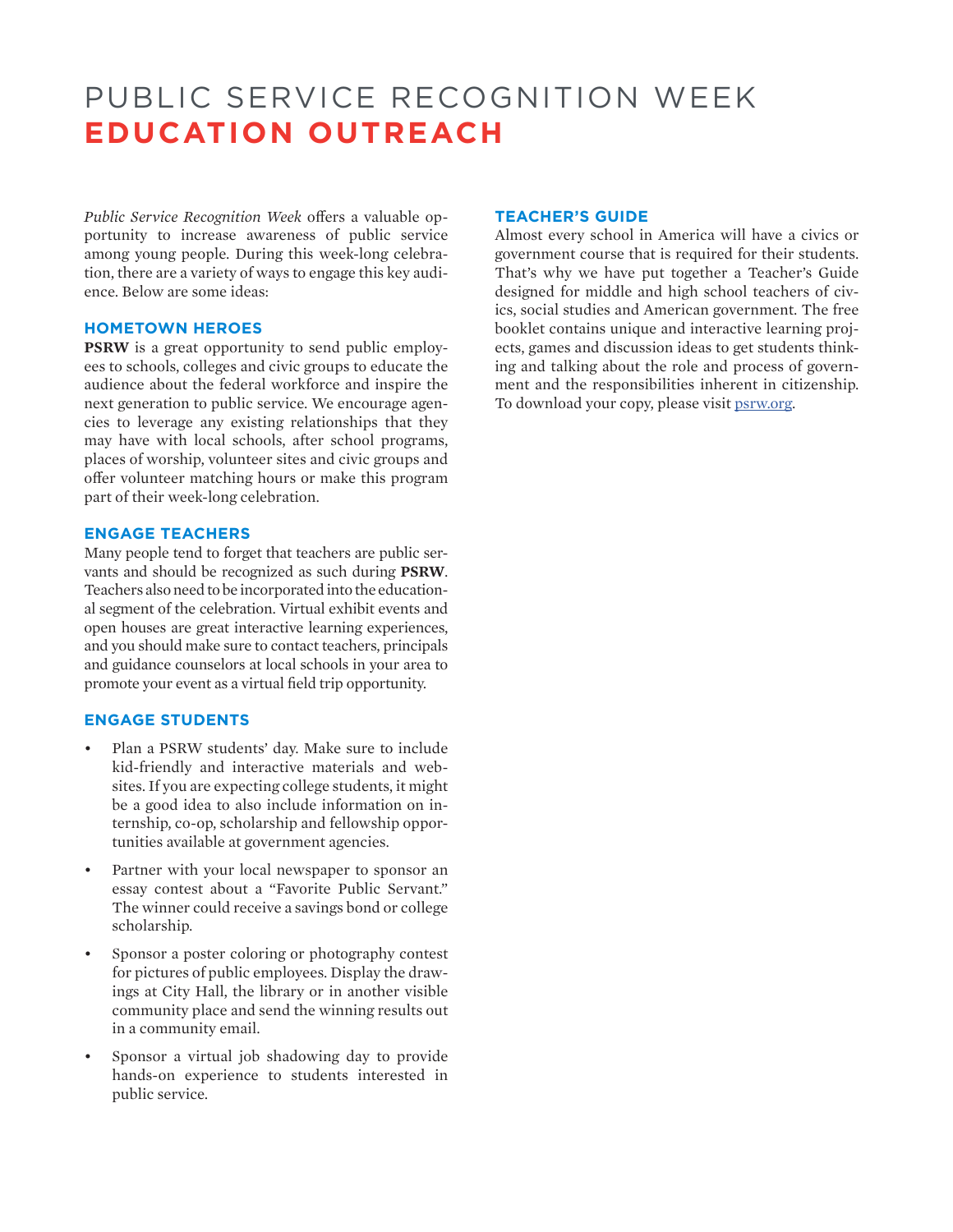# PUBLIC SERVICE RECOGNITION WEEK
# EDUCATION OUTREACH

*Public Service Recognition Week* offers a valuable opportunity to increase awareness of public service among young people. During this week-long celebration, there are a variety of ways to engage this key audience. Below are some ideas:

## HOMETOWN HEROES

**PSRW** is a great opportunity to send public employees to schools, colleges and civic groups to educate the audience about the federal workforce and inspire the next generation to public service. We encourage agencies to leverage any existing relationships that they may have with local schools, after school programs, places of worship, volunteer sites and civic groups and offer volunteer matching hours or make this program part of their week-long celebration.

## ENGAGE TEACHERS

Many people tend to forget that teachers are public servants and should be recognized as such during **PSRW**. Teachers also need to be incorporated into the educational segment of the celebration. Virtual exhibit events and open houses are great interactive learning experiences, and you should make sure to contact teachers, principals and guidance counselors at local schools in your area to promote your event as a virtual field trip opportunity.

## ENGAGE STUDENTS

- Plan a PSRW students' day. Make sure to include kid-friendly and interactive materials and websites. If you are expecting college students, it might be a good idea to also include information on internship, co-op, scholarship and fellowship opportunities available at government agencies.
- Partner with your local newspaper to sponsor an essay contest about a "Favorite Public Servant." The winner could receive a savings bond or college scholarship.
- Sponsor a poster coloring or photography contest for pictures of public employees. Display the drawings at City Hall, the library or in another visible community place and send the winning results out in a community email.
- Sponsor a virtual job shadowing day to provide hands-on experience to students interested in public service.

## TEACHER'S GUIDE

Almost every school in America will have a civics or government course that is required for their students. That's why we have put together a Teacher's Guide designed for middle and high school teachers of civics, social studies and American government. The free booklet contains unique and interactive learning projects, games and discussion ideas to get students thinking and talking about the role and process of government and the responsibilities inherent in citizenship. To download your copy, please visit psrw.org.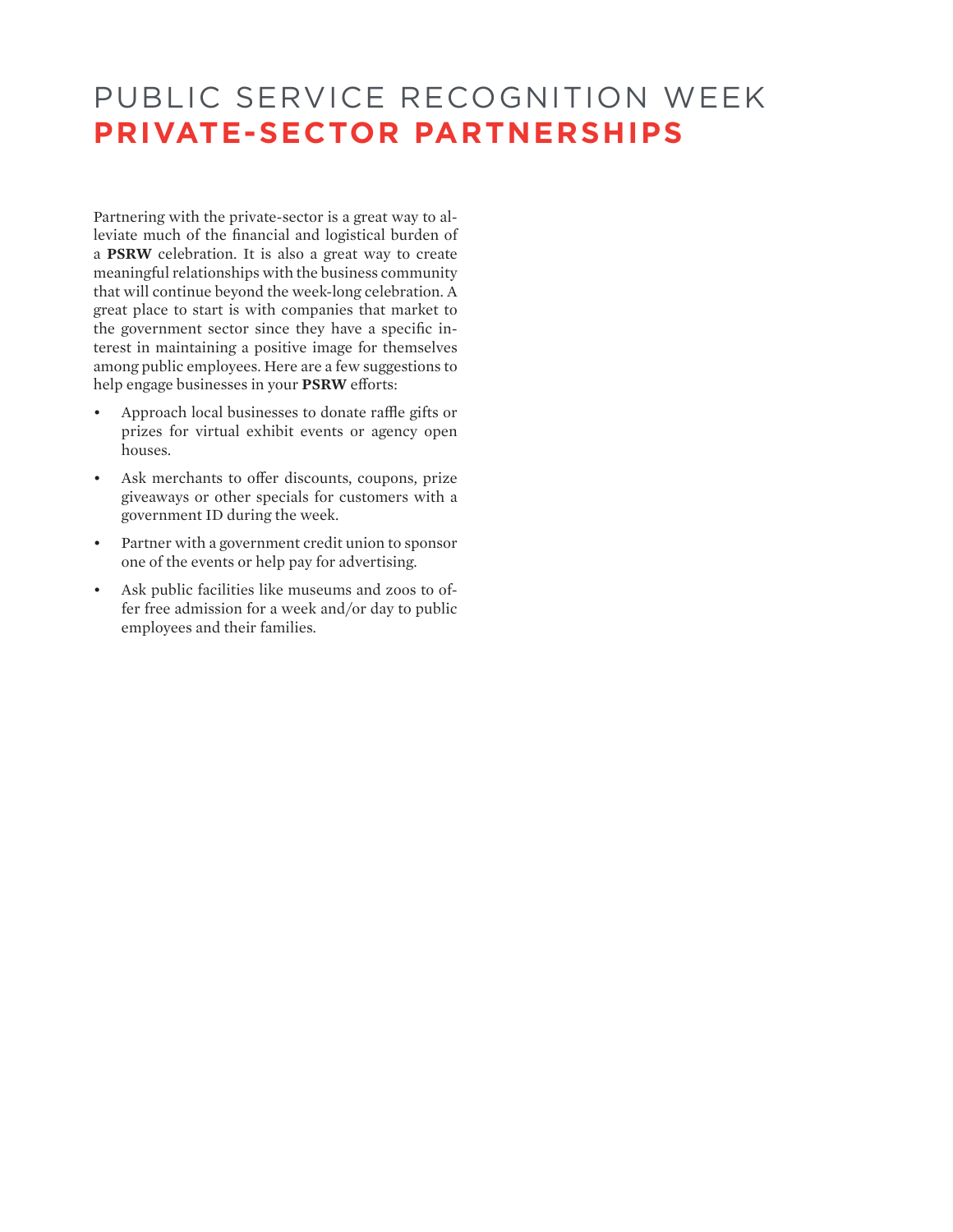# PUBLIC SERVICE RECOGNITION WEEK
## PRIVATE-SECTOR PARTNERSHIPS

Partnering with the private-sector is a great way to alleviate much of the financial and logistical burden of a **PSRW** celebration. It is also a great way to create meaningful relationships with the business community that will continue beyond the week-long celebration. A great place to start is with companies that market to the government sector since they have a specific interest in maintaining a positive image for themselves among public employees. Here are a few suggestions to help engage businesses in your **PSRW** efforts:

- Approach local businesses to donate raffle gifts or prizes for virtual exhibit events or agency open houses.
- Ask merchants to offer discounts, coupons, prize giveaways or other specials for customers with a government ID during the week.
- Partner with a government credit union to sponsor one of the events or help pay for advertising.
- Ask public facilities like museums and zoos to offer free admission for a week and/or day to public employees and their families.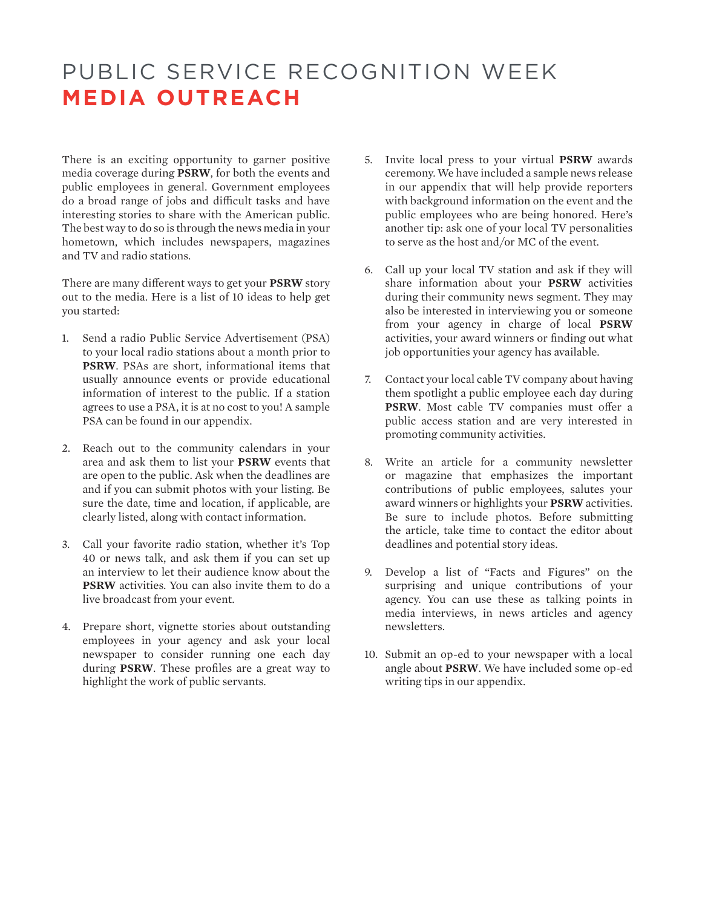# PUBLIC SERVICE RECOGNITION WEEK
# MEDIA OUTREACH

There is an exciting opportunity to garner positive media coverage during **PSRW**, for both the events and public employees in general. Government employees do a broad range of jobs and difficult tasks and have interesting stories to share with the American public. The best way to do so is through the news media in your hometown, which includes newspapers, magazines and TV and radio stations.

There are many different ways to get your **PSRW** story out to the media. Here is a list of 10 ideas to help get you started:

1. Send a radio Public Service Advertisement (PSA) to your local radio stations about a month prior to **PSRW**. PSAs are short, informational items that usually announce events or provide educational information of interest to the public. If a station agrees to use a PSA, it is at no cost to you! A sample PSA can be found in our appendix.

2. Reach out to the community calendars in your area and ask them to list your **PSRW** events that are open to the public. Ask when the deadlines are and if you can submit photos with your listing. Be sure the date, time and location, if applicable, are clearly listed, along with contact information.

3. Call your favorite radio station, whether it's Top 40 or news talk, and ask them if you can set up an interview to let their audience know about the **PSRW** activities. You can also invite them to do a live broadcast from your event.

4. Prepare short, vignette stories about outstanding employees in your agency and ask your local newspaper to consider running one each day during **PSRW**. These profiles are a great way to highlight the work of public servants.

5. Invite local press to your virtual **PSRW** awards ceremony. We have included a sample news release in our appendix that will help provide reporters with background information on the event and the public employees who are being honored. Here's another tip: ask one of your local TV personalities to serve as the host and/or MC of the event.

6. Call up your local TV station and ask if they will share information about your **PSRW** activities during their community news segment. They may also be interested in interviewing you or someone from your agency in charge of local **PSRW** activities, your award winners or finding out what job opportunities your agency has available.

7. Contact your local cable TV company about having them spotlight a public employee each day during **PSRW**. Most cable TV companies must offer a public access station and are very interested in promoting community activities.

8. Write an article for a community newsletter or magazine that emphasizes the important contributions of public employees, salutes your award winners or highlights your **PSRW** activities. Be sure to include photos. Before submitting the article, take time to contact the editor about deadlines and potential story ideas.

9. Develop a list of "Facts and Figures" on the surprising and unique contributions of your agency. You can use these as talking points in media interviews, in news articles and agency newsletters.

10. Submit an op-ed to your newspaper with a local angle about **PSRW**. We have included some op-ed writing tips in our appendix.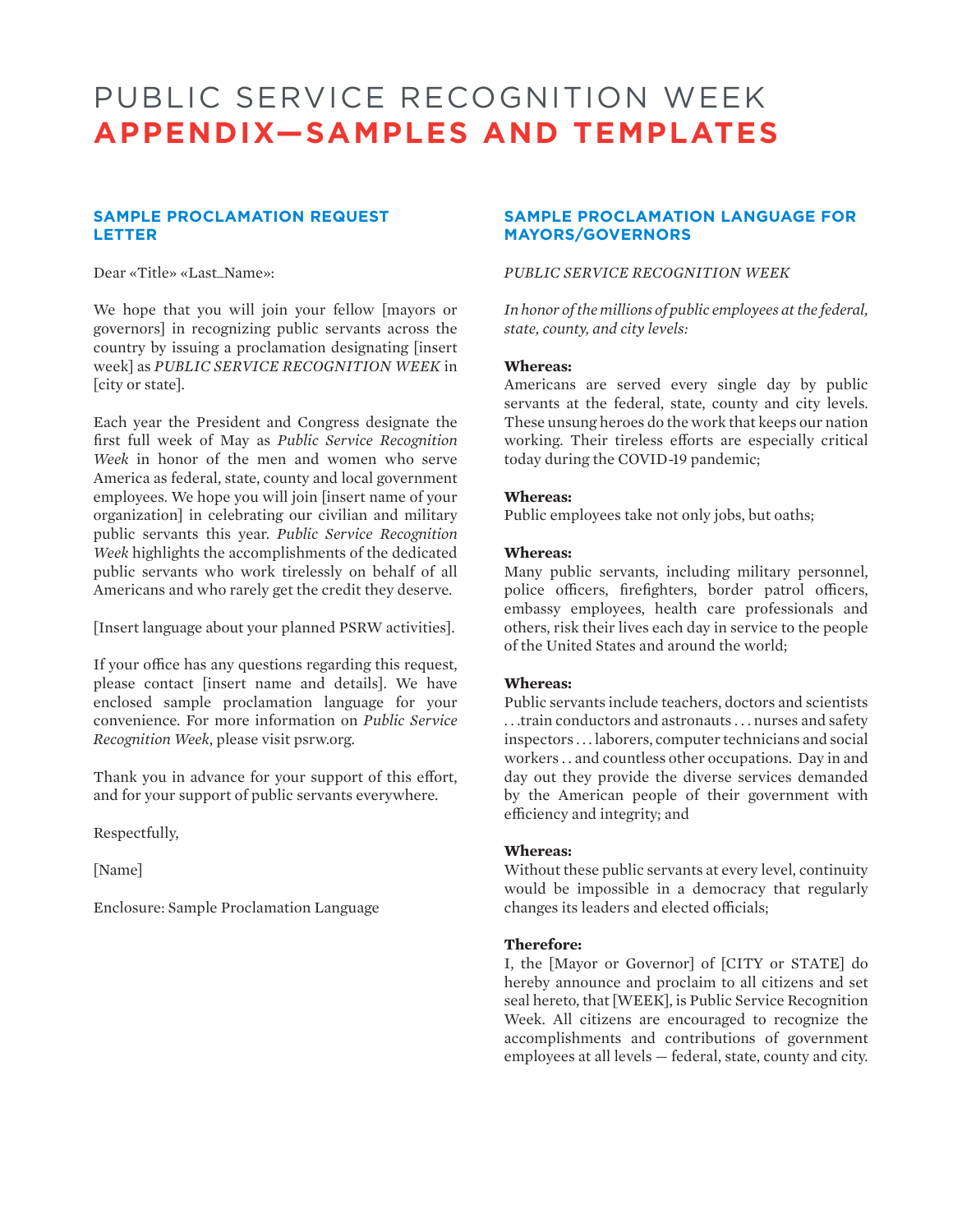# PUBLIC SERVICE RECOGNITION WEEK
# APPENDIX—SAMPLES AND TEMPLATES

## SAMPLE PROCLAMATION REQUEST LETTER

Dear «Title» «Last_Name»:

We hope that you will join your fellow [mayors or governors] in recognizing public servants across the country by issuing a proclamation designating [insert week] as *PUBLIC SERVICE RECOGNITION WEEK* in [city or state].

Each year the President and Congress designate the first full week of May as *Public Service Recognition Week* in honor of the men and women who serve America as federal, state, county and local government employees. We hope you will join [insert name of your organization] in celebrating our civilian and military public servants this year. *Public Service Recognition Week* highlights the accomplishments of the dedicated public servants who work tirelessly on behalf of all Americans and who rarely get the credit they deserve.

[Insert language about your planned PSRW activities].

If your office has any questions regarding this request, please contact [insert name and details]. We have enclosed sample proclamation language for your convenience. For more information on *Public Service Recognition Week*, please visit psrw.org.

Thank you in advance for your support of this effort, and for your support of public servants everywhere.

Respectfully,

[Name]

Enclosure: Sample Proclamation Language

## SAMPLE PROCLAMATION LANGUAGE FOR MAYORS/GOVERNORS

*PUBLIC SERVICE RECOGNITION WEEK*

*In honor of the millions of public employees at the federal, state, county, and city levels:*

**Whereas:**
Americans are served every single day by public servants at the federal, state, county and city levels. These unsung heroes do the work that keeps our nation working. Their tireless efforts are especially critical today during the COVID-19 pandemic;

**Whereas:**
Public employees take not only jobs, but oaths;

**Whereas:**
Many public servants, including military personnel, police officers, firefighters, border patrol officers, embassy employees, health care professionals and others, risk their lives each day in service to the people of the United States and around the world;

**Whereas:**
Public servants include teachers, doctors and scientists . . .train conductors and astronauts . . . nurses and safety inspectors . . . laborers, computer technicians and social workers . . and countless other occupations. Day in and day out they provide the diverse services demanded by the American people of their government with efficiency and integrity; and

**Whereas:**
Without these public servants at every level, continuity would be impossible in a democracy that regularly changes its leaders and elected officials;

**Therefore:**
I, the [Mayor or Governor] of [CITY or STATE] do hereby announce and proclaim to all citizens and set seal hereto, that [WEEK], is Public Service Recognition Week. All citizens are encouraged to recognize the accomplishments and contributions of government employees at all levels — federal, state, county and city.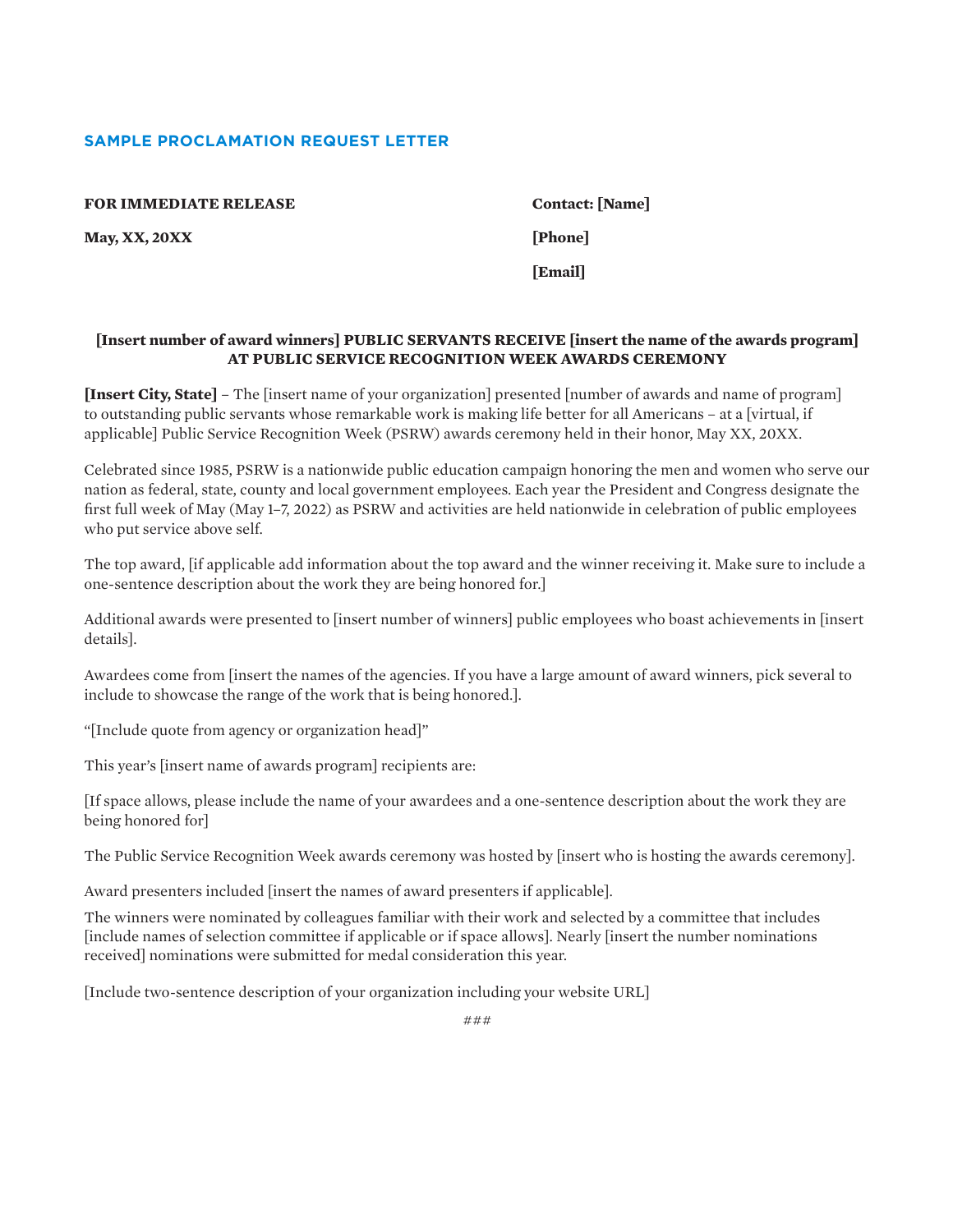## SAMPLE PROCLAMATION REQUEST LETTER

**FOR IMMEDIATE RELEASE**

**May, XX, 20XX**

**Contact: [Name]**

**[Phone]**

**[Email]**

**[Insert number of award winners] PUBLIC SERVANTS RECEIVE [insert the name of the awards program] AT PUBLIC SERVICE RECOGNITION WEEK AWARDS CEREMONY**

**[Insert City, State]** – The [insert name of your organization] presented [number of awards and name of program] to outstanding public servants whose remarkable work is making life better for all Americans – at a [virtual, if applicable] Public Service Recognition Week (PSRW) awards ceremony held in their honor, May XX, 20XX.

Celebrated since 1985, PSRW is a nationwide public education campaign honoring the men and women who serve our nation as federal, state, county and local government employees. Each year the President and Congress designate the first full week of May (May 1–7, 2022) as PSRW and activities are held nationwide in celebration of public employees who put service above self.

The top award, [if applicable add information about the top award and the winner receiving it. Make sure to include a one-sentence description about the work they are being honored for.]

Additional awards were presented to [insert number of winners] public employees who boast achievements in [insert details].

Awardees come from [insert the names of the agencies. If you have a large amount of award winners, pick several to include to showcase the range of the work that is being honored.].

"[Include quote from agency or organization head]"

This year's [insert name of awards program] recipients are:

[If space allows, please include the name of your awardees and a one-sentence description about the work they are being honored for]

The Public Service Recognition Week awards ceremony was hosted by [insert who is hosting the awards ceremony].

Award presenters included [insert the names of award presenters if applicable].

The winners were nominated by colleagues familiar with their work and selected by a committee that includes [include names of selection committee if applicable or if space allows]. Nearly [insert the number nominations received] nominations were submitted for medal consideration this year.

[Include two-sentence description of your organization including your website URL]

###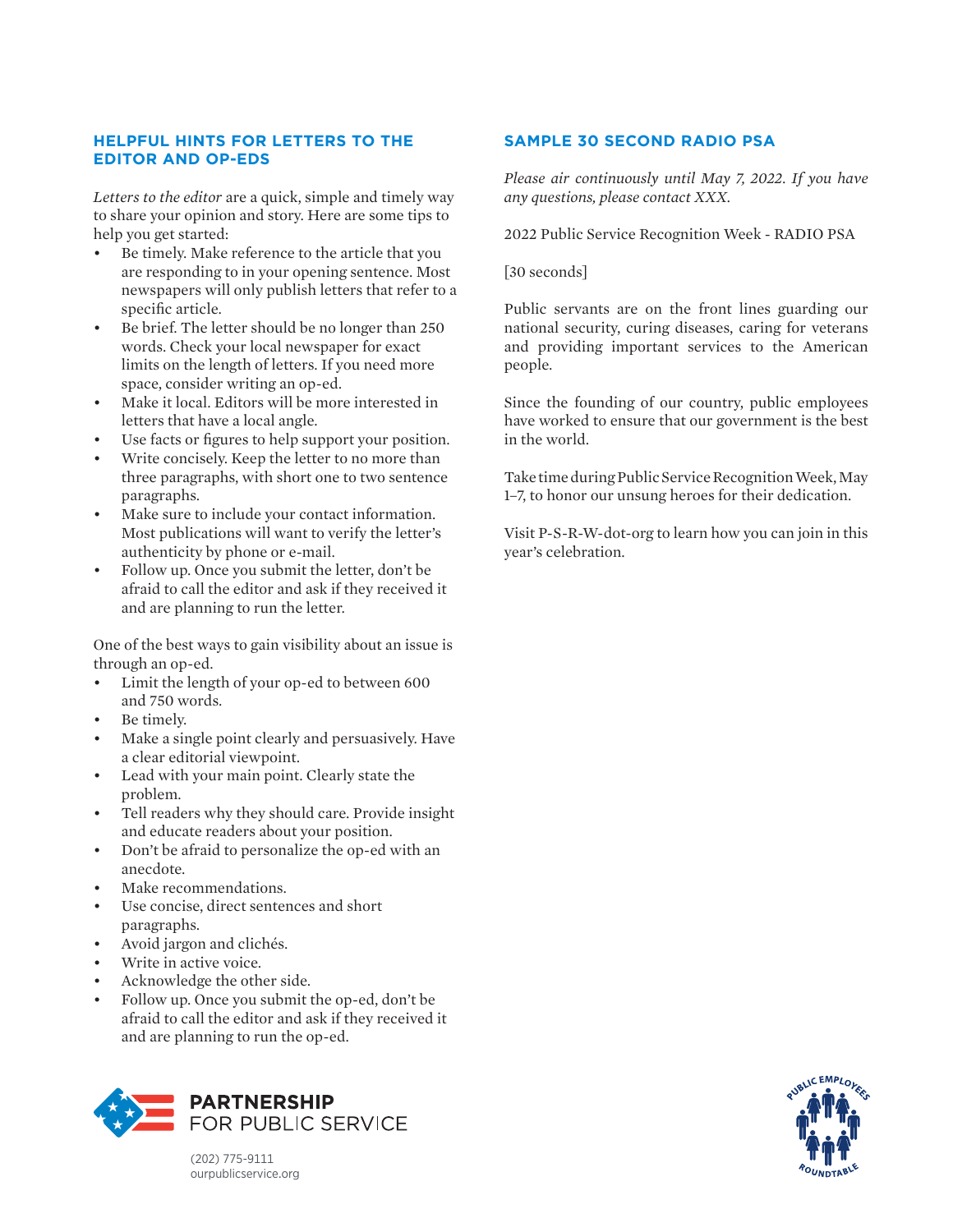## HELPFUL HINTS FOR LETTERS TO THE EDITOR AND OP-EDS

*Letters to the editor* are a quick, simple and timely way to share your opinion and story. Here are some tips to help you get started:

- Be timely. Make reference to the article that you are responding to in your opening sentence. Most newspapers will only publish letters that refer to a specific article.
- Be brief. The letter should be no longer than 250 words. Check your local newspaper for exact limits on the length of letters. If you need more space, consider writing an op-ed.
- Make it local. Editors will be more interested in letters that have a local angle.
- Use facts or figures to help support your position.
- Write concisely. Keep the letter to no more than three paragraphs, with short one to two sentence paragraphs.
- Make sure to include your contact information. Most publications will want to verify the letter's authenticity by phone or e-mail.
- Follow up. Once you submit the letter, don't be afraid to call the editor and ask if they received it and are planning to run the letter.

One of the best ways to gain visibility about an issue is through an op-ed.

- Limit the length of your op-ed to between 600 and 750 words.
- Be timely.
- Make a single point clearly and persuasively. Have a clear editorial viewpoint.
- Lead with your main point. Clearly state the problem.
- Tell readers why they should care. Provide insight and educate readers about your position.
- Don't be afraid to personalize the op-ed with an anecdote.
- Make recommendations.
- Use concise, direct sentences and short paragraphs.
- Avoid jargon and clichés.
- Write in active voice.
- Acknowledge the other side.
- Follow up. Once you submit the op-ed, don't be afraid to call the editor and ask if they received it and are planning to run the op-ed.

## SAMPLE 30 SECOND RADIO PSA

*Please air continuously until May 7, 2022. If you have any questions, please contact XXX.*

2022 Public Service Recognition Week - RADIO PSA

[30 seconds]

Public servants are on the front lines guarding our national security, curing diseases, caring for veterans and providing important services to the American people.

Since the founding of our country, public employees have worked to ensure that our government is the best in the world.

Take time during Public Service Recognition Week, May 1–7, to honor our unsung heroes for their dedication.

Visit P-S-R-W-dot-org to learn how you can join in this year's celebration.

PARTNERSHIP FOR PUBLIC SERVICE

(202) 775-9111
ourpublicservice.org

PUBLIC EMPLOYEES ROUNDTABLE